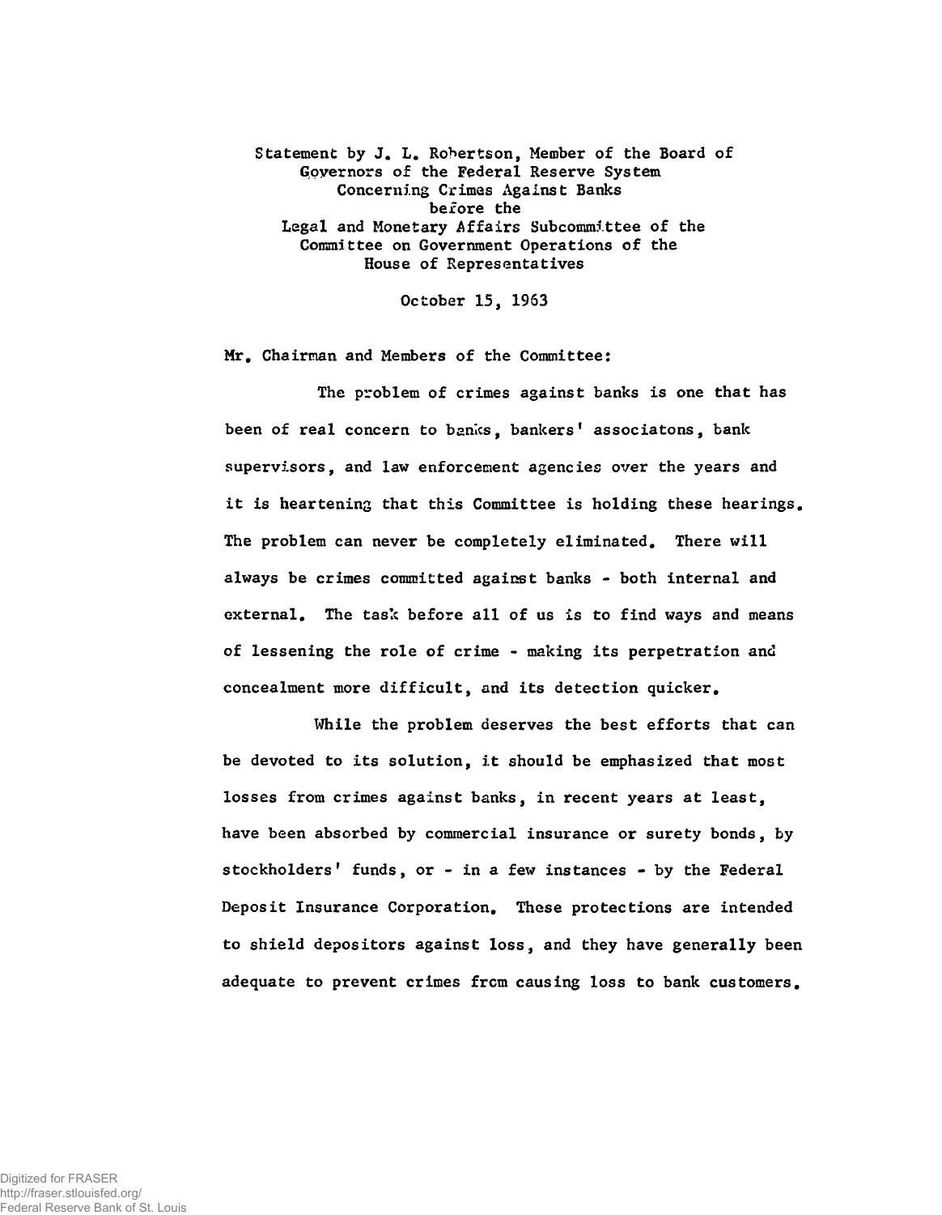Statement by J. L. Robertson, Member of the Board of Governors of the Federal Reserve System Concerning Crimes Against Banks before the Legal and Monetary Affairs Subcommittee of the Committee on Government Operations of the House of Representatives

October 15, 1963

Mr. Chairman and Members of the Committee:

The problem of crimes against banks is one that has been of real concern to banks, bankers' associatons, bank supervisors, and law enforcement agencies over the years and it is heartening that this Committee is holding these hearings. The problem can never be completely eliminated. There will always be crimes committed against banks - both internal and external. The task before all of us is to find ways and means of lessening the role of crime - making its perpetration and concealment more difficult, and its detection quicker.

While the problem deserves the best efforts that can be devoted to its solution, it should be emphasized that most losses from crimes against banks, in recent years at least, have been absorbed by commercial insurance or surety bonds, by stockholders' funds, or - in a few instances - by the Federal Deposit Insurance Corporation. These protections are intended to shield depositors against loss, and they have generally been adequate to prevent crimes from causing loss to bank customers.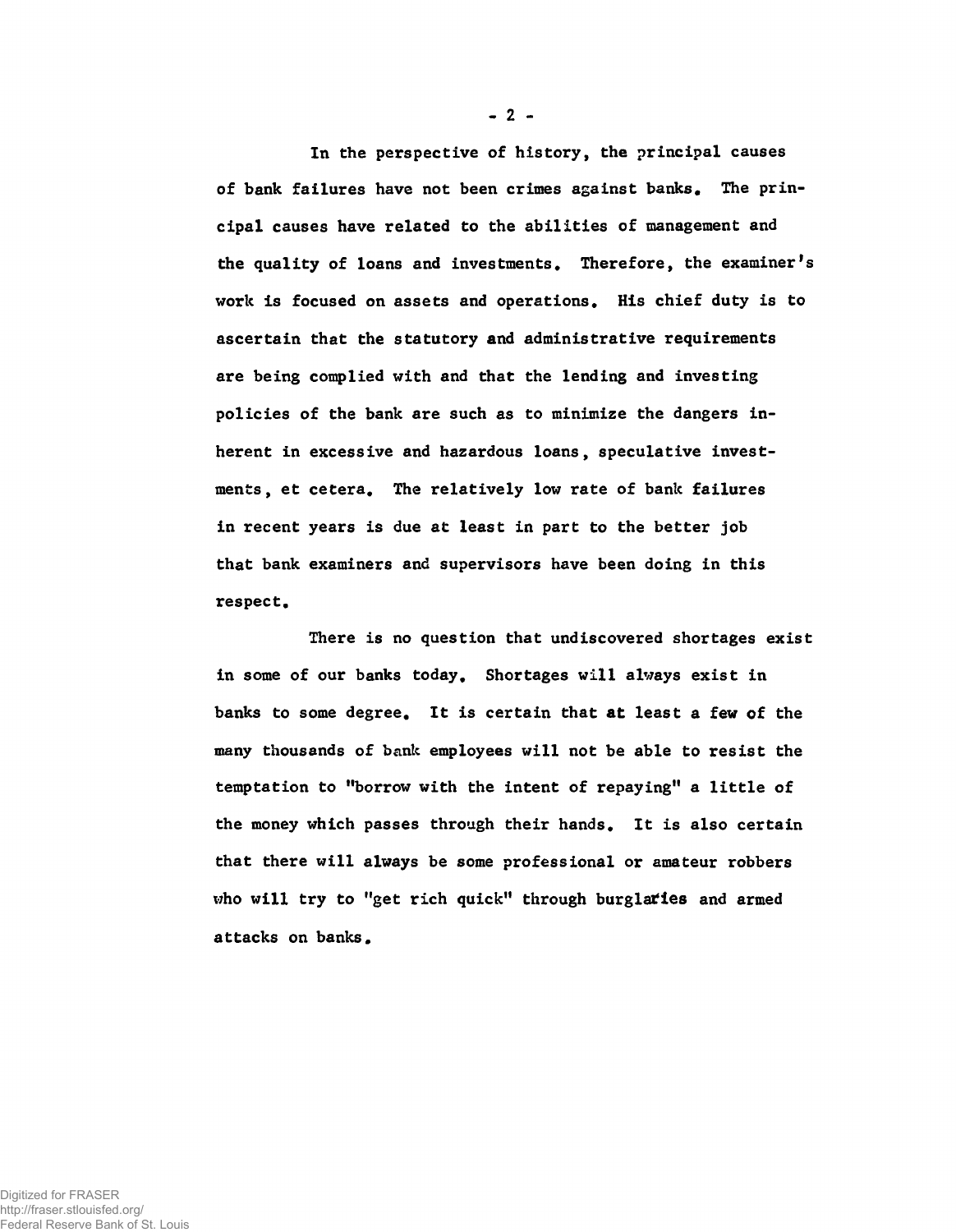In the perspective of history, the principal causes of bank failures have not been crimes against banks. The principal causes have related to the abilities of management and the quality of loans and investments. Therefore, the examiner's work is focused on assets and operations. His chief duty is to ascertain that the statutory and administrative requirements are being complied with and that the lending and investing policies of the bank are such as to minimize the dangers inherent in excessive and hazardous loans, speculative investments, et cetera. The relatively low rate of bank failures in recent years is due at least in part to the better job that bank examiners and supervisors have been doing in this respect.

There is no question that undiscovered shortages exist in some of our banks today. Shortages will always exist in banks to some degree. It is certain that at least a few of the many thousands of bank employees will not be able to resist the temptation to "borrow with the intent of repaying" a little of the money which passes through their hands. It is also certain that there will always be some professional or amateur robbers who will try to "get rich quick" through burglaries and armed attacks on banks.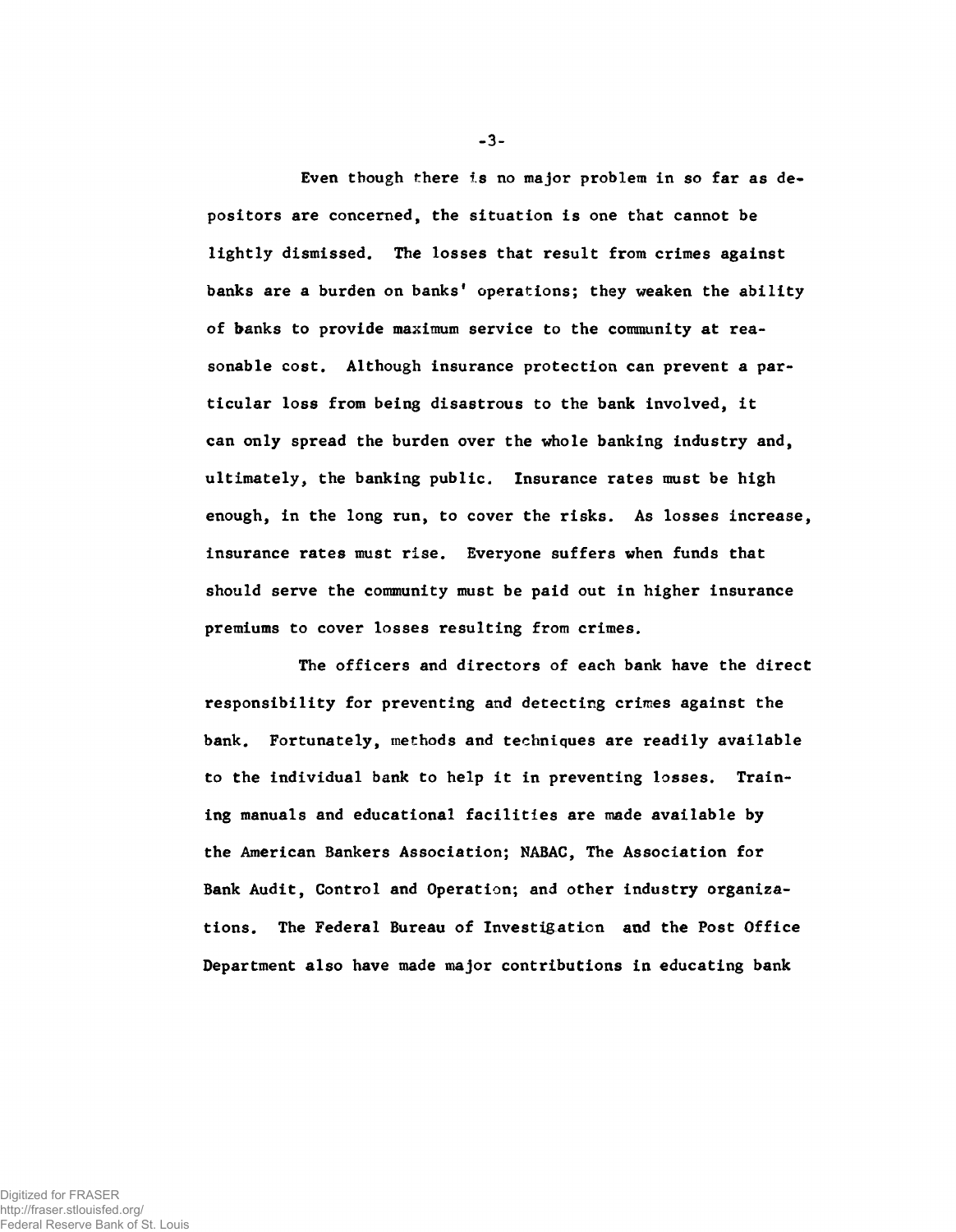Even though there is no major problem in so far as depositors are concerned, the situation is one that cannot be lightly dismissed. The losses that result from crimes against banks are a burden on banks' operations; they weaken the ability of banks to provide maximum service to the community at reasonable cost. Although insurance protection can prevent a particular loss from being disastrous to the bank involved, it can only spread the burden over the whole banking industry and, ultimately, the banking public. Insurance rates must be high enough, in the long run, to cover the risks. As losses increase, insurance rates must rise. Everyone suffers when funds that should serve the community must be paid out in higher insurance premiums to cover losses resulting from crimes.

The officers and directors of each bank have the direct responsibility for preventing and detecting crimes against the bank. Fortunately, methods and techniques are readily available to the individual bank to help it in preventing losses. Training manuals and educational facilities are made available by the American Bankers Association; NABAC, The Association for Bank Audit, Control and Operation; and other industry organizations. The Federal Bureau of Investigation and the Post Office Department also have made major contributions in educating bank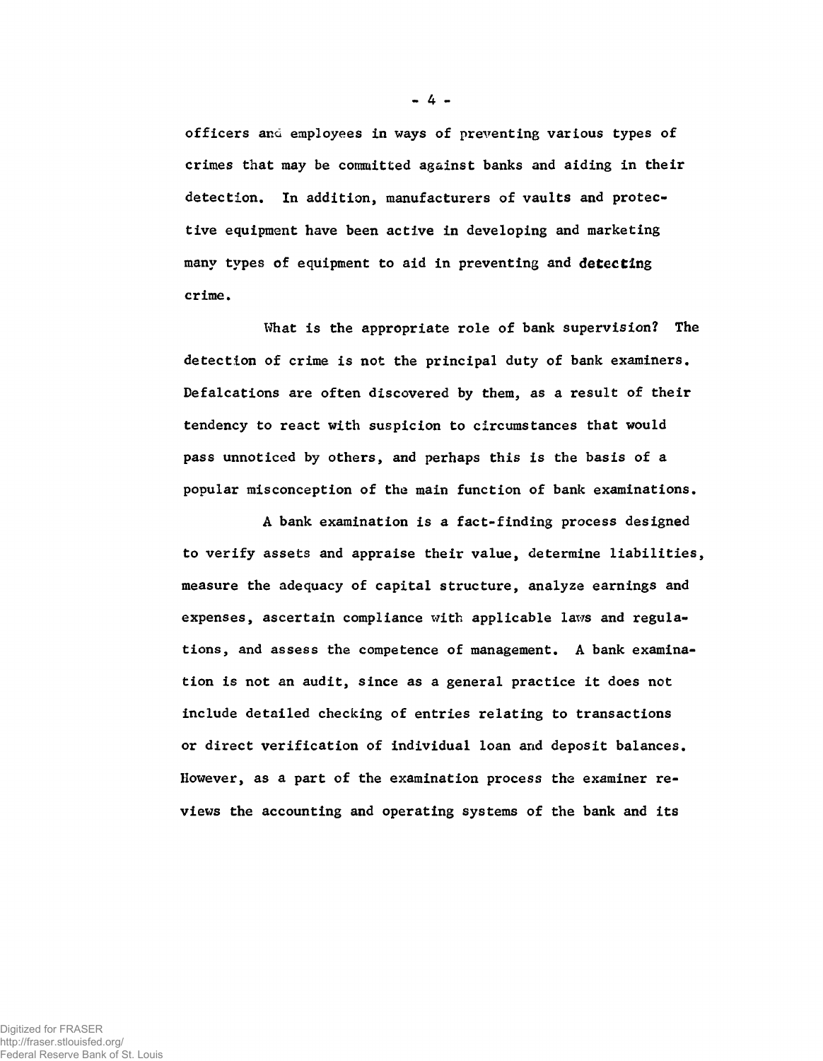officers and employees in ways of preventing various types of crimes that may be committed against banks and aiding in their detection. In addition, manufacturers of vaults and protective equipment have been active in developing and marketing many types of equipment to aid in preventing and detecting crime.

What is the appropriate role of bank supervision? The detection of crime is not the principal duty of bank examiners. Defalcations are often discovered by them, as a result of their tendency to react with suspicion to circumstances that would pass unnoticed by others, and perhaps this is the basis of a popular misconception of the main function of bank examinations.

A bank examination is a fact-finding process designed to verify assets and appraise their value, determine liabilities, measure the adequacy of capital structure, analyze earnings and expenses, ascertain compliance with applicable laws and regulations, and assess the competence of management. A bank examination is not an audit, since as a general practice it does not include detailed checking of entries relating to transactions or direct verification of individual loan and deposit balances. However, as a part of the examination process the examiner reviews the accounting and operating systems of the bank and its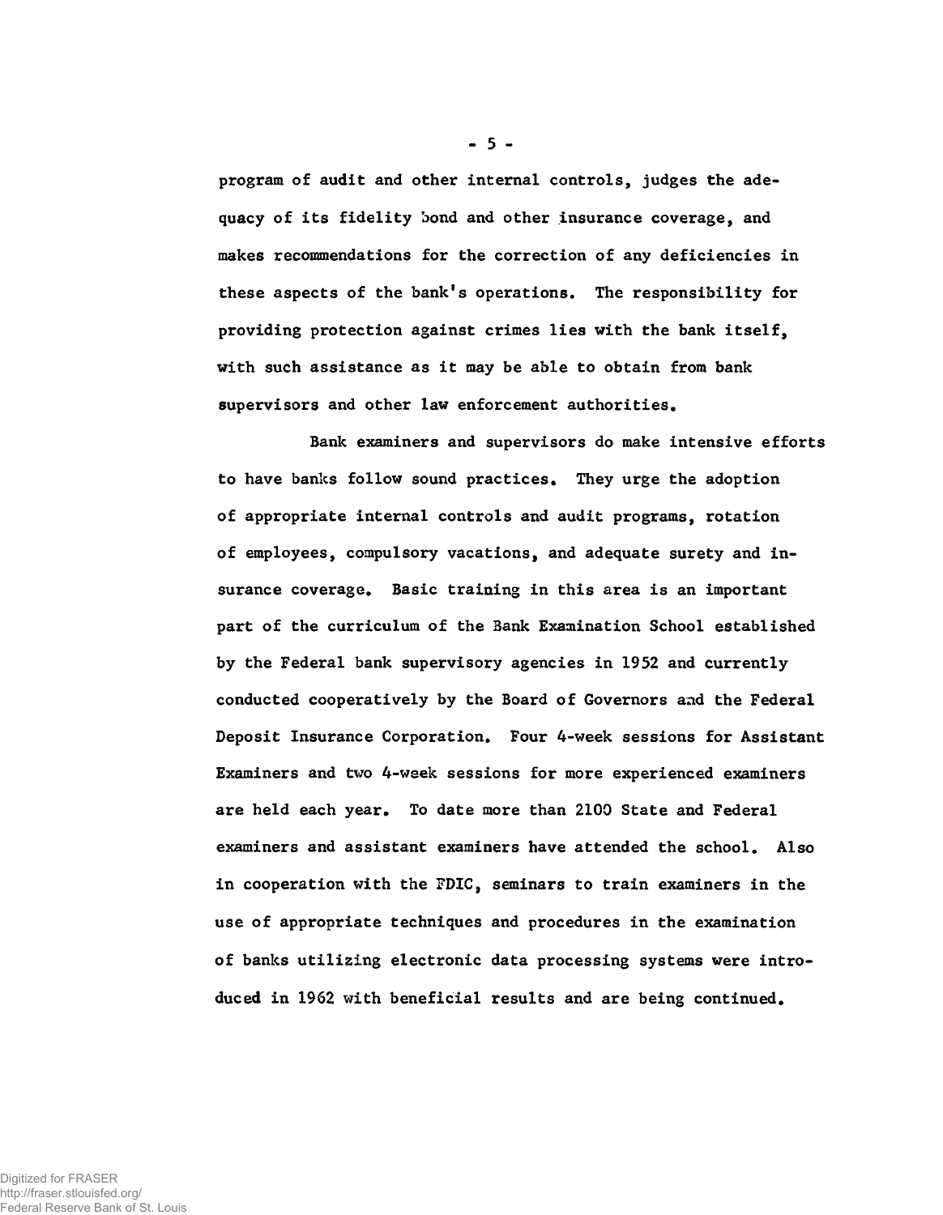program of audit and other internal controls, judges the adequacy of its fidelity bond and other insurance coverage, and makes recommendations for the correction of any deficiencies in these aspects of the bank's operations. The responsibility for providing protection against crimes lies with the bank itself, with such assistance as it may be able to obtain from bank supervisors and other law enforcement authorities.

Bank examiners and supervisors do make intensive efforts to have banks follow sound practices. They urge the adoption of appropriate internal controls and audit programs, rotation of employees, compulsory vacations, and adequate surety and insurance coverage. Basic training in this area is an important part of the curriculum of the Bank Examination School established by the Federal bank supervisory agencies in 1952 and currently conducted cooperatively by the Board of Governors and the Federal Deposit Insurance Corporation. Four 4-week sessions for Assistant Examiners and two 4-week sessions for more experienced examiners are held each year. To date more than 2100 State and Federal examiners and assistant examiners have attended the school. Also in cooperation with the FDIC, seminars to train examiners in the use of appropriate techniques and procedures in the examination of banks utilizing electronic data processing systems were introduced in 1962 with beneficial results and are being continued.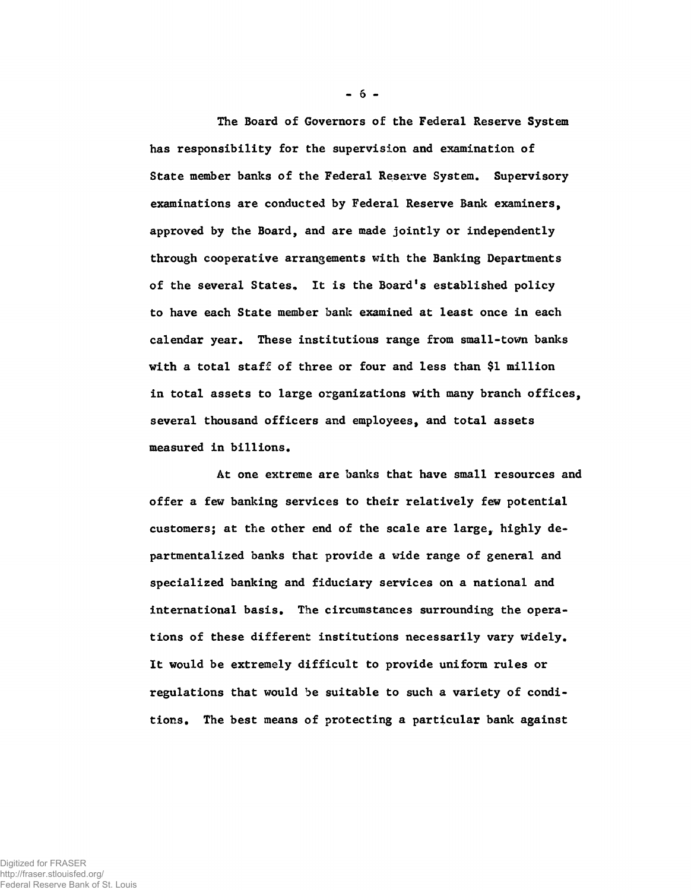The Board of Governors of the Federal Reserve System has responsibility for the supervision and examination of State member banks of the Federal Reserve System. Supervisory examinations are conducted by Federal Reserve Bank examiners, approved by the Board, and are made jointly or independently through cooperative arrangements with the Banking Departments of the several States. It is the Board's established policy to have each State member bank examined at least once in each calendar year. These institutions range from small-town banks with a total staff of three or four and less than $1 million in total assets to large organizations with many branch offices, several thousand officers and employees, and total assets measured in billions.

At one extreme are banks that have small resources and offer a few banking services to their relatively few potential customers; at the other end of the scale are large, highly departmentalized banks that provide a wide range of general and specialized banking and fiduciary services on a national and international basis. The circumstances surrounding the operations of these different institutions necessarily vary widely. It would be extremely difficult to provide uniform rules or regulations that would be suitable to such a variety of conditions. The best means of protecting a particular bank against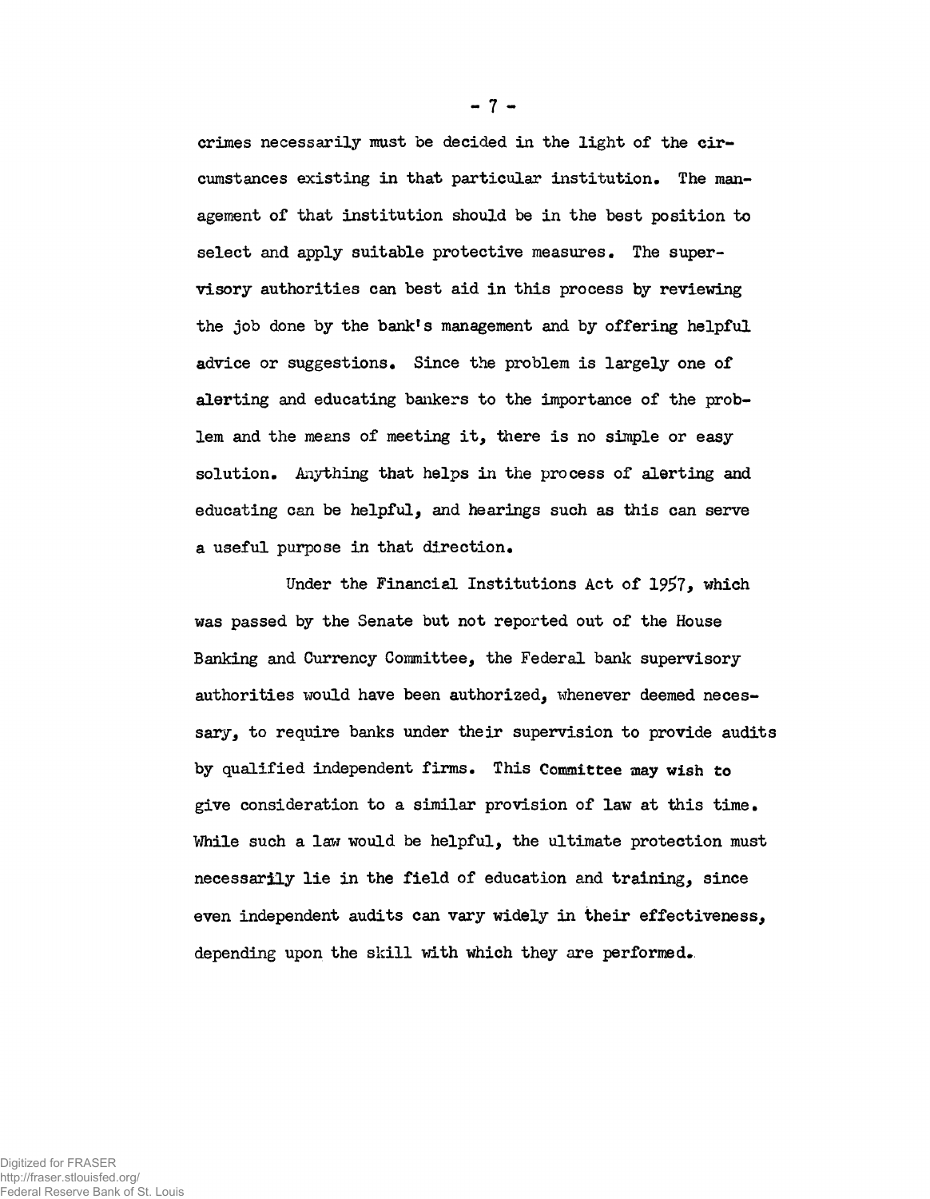crimes necessarily must be decided in the light of the circumstances existing in that particular institution. The management of that institution should be in the best position to select and apply suitable protective measures. The supervisory authorities can best aid in this process by reviewing the job done by the bank's management and by offering helpful advice or suggestions. Since the problem is largely one of alerting and educating bankers to the importance of the problem and the means of meeting it, there is no simple or easy solution. Anything that helps in the process of alerting and educating can be helpful, and hearings such as this can serve a useful purpose in that direction.

Under the Financial Institutions Act of 1957, which was passed by the Senate but not reported out of the House Banking and Currency Committee, the Federal bank supervisory authorities would have been authorized, whenever deemed necessary, to require banks under their supervision to provide audits by qualified independent firms. This Committee may wish to give consideration to a similar provision of law at this time. While such a law would be helpful, the ultimate protection must necessarily lie in the field of education and training, since even independent audits can vary widely in their effectiveness, depending upon the skill with which they are performed.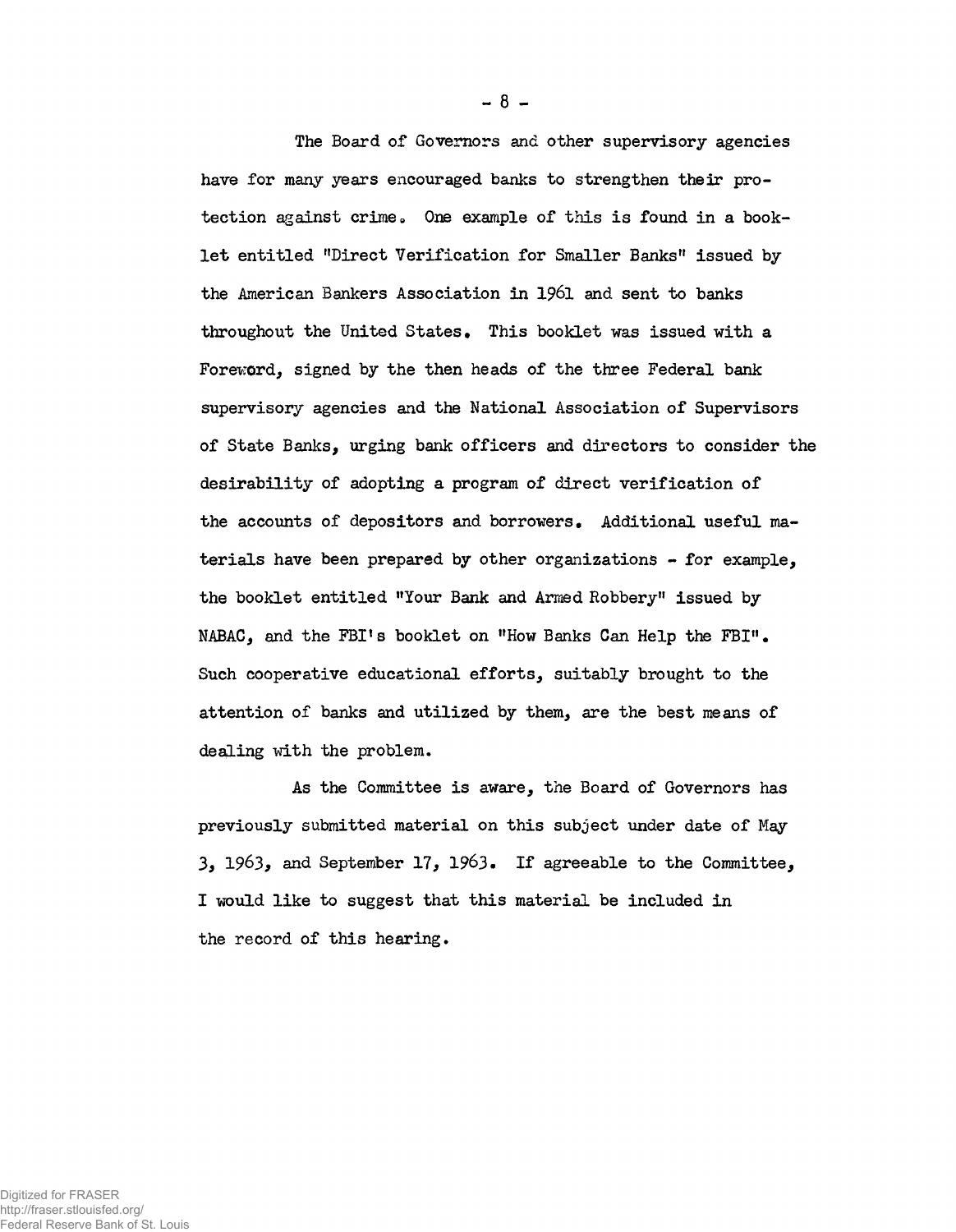The Board of Governors and other supervisory agencies have for many years encouraged banks to strengthen their protection against crime. One example of this is found in a booklet entitled "Direct Verification for Smaller Banks" issued by the American Bankers Association in 1961 and sent to banks throughout the United States. This booklet was issued with a Foreword, signed by the then heads of the three Federal bank supervisory agencies and the National Association of Supervisors of State Banks, urging bank officers and directors to consider the desirability of adopting a program of direct verification of the accounts of depositors and borrowers. Additional useful materials have been prepared by other organizations - for example, the booklet entitled "Your Bank and Armed Robbery" issued by NABAC, and the FBI's booklet on "How Banks Can Help the FBI". Such cooperative educational efforts, suitably brought to the attention of banks and utilized by them, are the best means of dealing with the problem.

As the Committee is aware, the Board of Governors has previously submitted material on this subject under date of May 3, 1963, and September 17, 1963. If agreeable to the Committee, I would like to suggest that this material be included in the record of this hearing.